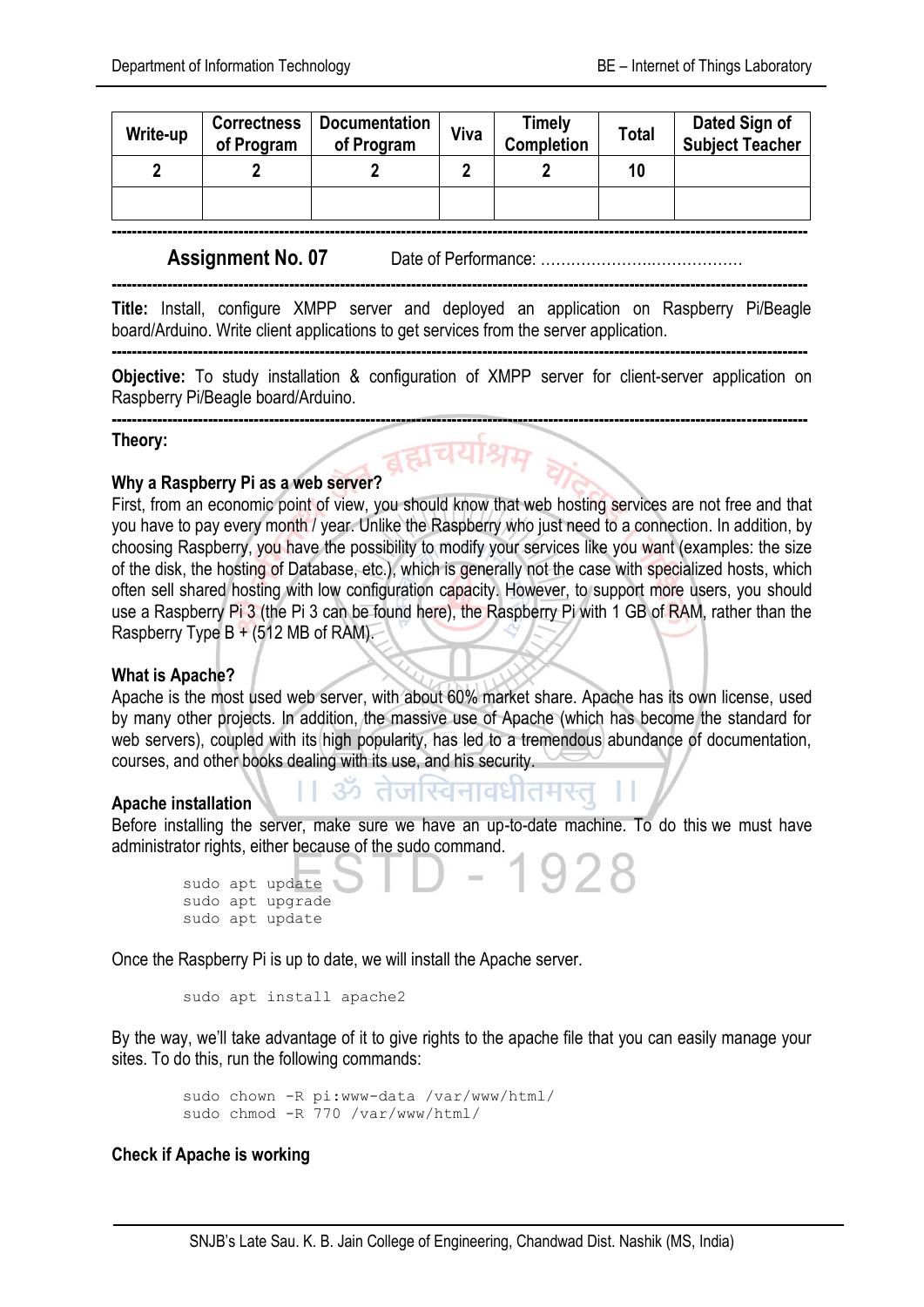| Write-up | Correctness of Program | Documentation of Program | Viva | Timely Completion | Total | Dated Sign of Subject Teacher |
|---|---|---|---|---|---|---|
| 2 | 2 | 2 | 2 | 2 | 10 | |
| | | | | | | |

---

## Assignment No. 07

Date of Performance: …………………..………………

---

**Title:** Install, configure XMPP server and deployed an application on Raspberry Pi/Beagle board/Arduino. Write client applications to get services from the server application.

---

**Objective:** To study installation & configuration of XMPP server for client-server application on Raspberry Pi/Beagle board/Arduino.

---

**Theory:**

### Why a Raspberry Pi as a web server?

First, from an economic point of view, you should know that web hosting services are not free and that you have to pay every month / year. Unlike the Raspberry who just need to a connection. In addition, by choosing Raspberry, you have the possibility to modify your services like you want (examples: the size of the disk, the hosting of Database, etc.), which is generally not the case with specialized hosts, which often sell shared hosting with low configuration capacity. However, to support more users, you should use a Raspberry Pi 3 (the Pi 3 can be found here), the Raspberry Pi with 1 GB of RAM, rather than the Raspberry Type B + (512 MB of RAM).

### What is Apache?

Apache is the most used web server, with about 60% market share. Apache has its own license, used by many other projects. In addition, the massive use of Apache (which has become the standard for web servers), coupled with its high popularity, has led to a tremendous abundance of documentation, courses, and other books dealing with its use, and his security.

### Apache installation

Before installing the server, make sure we have an up-to-date machine. To do this we must have administrator rights, either because of the sudo command.

```
sudo apt update
sudo apt upgrade
sudo apt update
```

Once the Raspberry Pi is up to date, we will install the Apache server.

```
sudo apt install apache2
```

By the way, we'll take advantage of it to give rights to the apache file that you can easily manage your sites. To do this, run the following commands:

```
sudo chown -R pi:www-data /var/www/html/
sudo chmod -R 770 /var/www/html/
```

### Check if Apache is working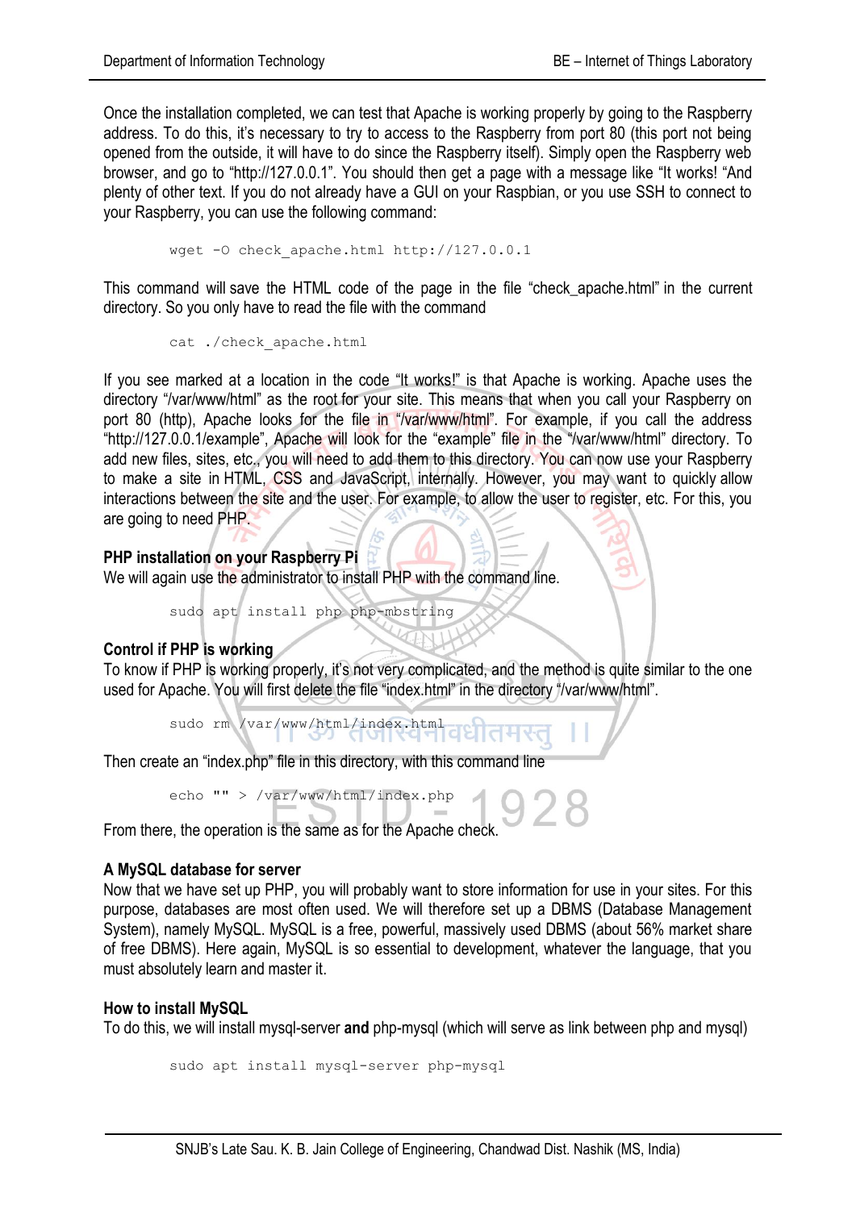Once the installation completed, we can test that Apache is working properly by going to the Raspberry address. To do this, it's necessary to try to access to the Raspberry from port 80 (this port not being opened from the outside, it will have to do since the Raspberry itself). Simply open the Raspberry web browser, and go to "http://127.0.0.1". You should then get a page with a message like "It works! "And plenty of other text. If you do not already have a GUI on your Raspbian, or you use SSH to connect to your Raspberry, you can use the following command:

```
wget -O check_apache.html http://127.0.0.1
```

This command will save the HTML code of the page in the file "check_apache.html" in the current directory. So you only have to read the file with the command

```
cat ./check_apache.html
```

If you see marked at a location in the code "It works!" is that Apache is working. Apache uses the directory "/var/www/html" as the root for your site. This means that when you call your Raspberry on port 80 (http), Apache looks for the file in "/var/www/html". For example, if you call the address "http://127.0.0.1/example", Apache will look for the "example" file in the "/var/www/html" directory. To add new files, sites, etc., you will need to add them to this directory. You can now use your Raspberry to make a site in HTML, CSS and JavaScript, internally. However, you may want to quickly allow interactions between the site and the user. For example, to allow the user to register, etc. For this, you are going to need PHP.

**PHP installation on your Raspberry Pi**

We will again use the administrator to install PHP with the command line.

```
sudo apt install php php-mbstring
```

**Control if PHP is working**

To know if PHP is working properly, it's not very complicated, and the method is quite similar to the one used for Apache. You will first delete the file "index.html" in the directory "/var/www/html".

```
sudo rm /var/www/html/index.html
```

Then create an "index.php" file in this directory, with this command line

```
echo "" > /var/www/html/index.php
```

From there, the operation is the same as for the Apache check.

**A MySQL database for server**

Now that we have set up PHP, you will probably want to store information for use in your sites. For this purpose, databases are most often used. We will therefore set up a DBMS (Database Management System), namely MySQL. MySQL is a free, powerful, massively used DBMS (about 56% market share of free DBMS). Here again, MySQL is so essential to development, whatever the language, that you must absolutely learn and master it.

**How to install MySQL**

To do this, we will install mysql-server **and** php-mysql (which will serve as link between php and mysql)

```
sudo apt install mysql-server php-mysql
```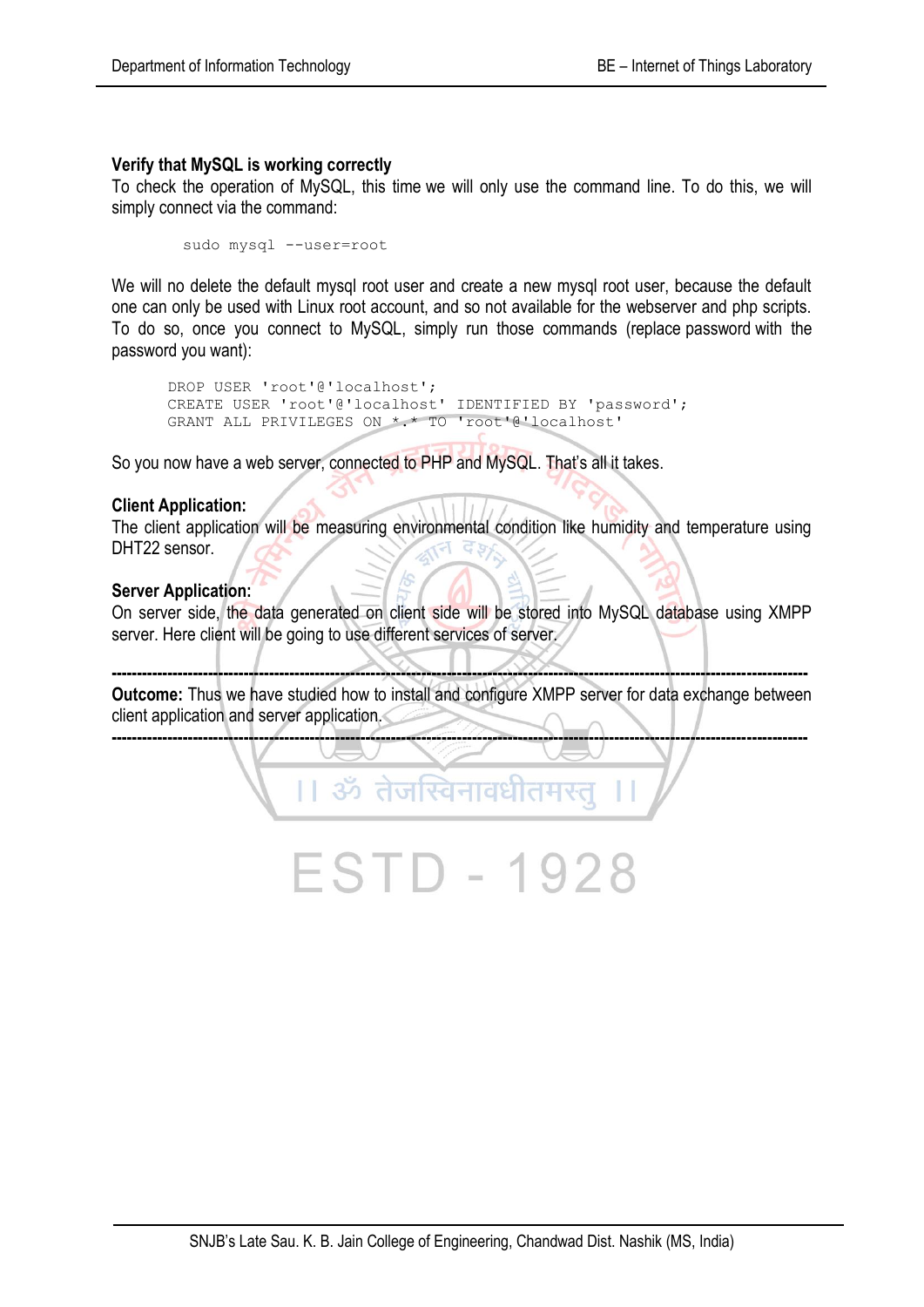**Verify that MySQL is working correctly**

To check the operation of MySQL, this time we will only use the command line. To do this, we will simply connect via the command:

```
sudo mysql --user=root
```

We will no delete the default mysql root user and create a new mysql root user, because the default one can only be used with Linux root account, and so not available for the webserver and php scripts. To do so, once you connect to MySQL, simply run those commands (replace password with the password you want):

```
DROP USER 'root'@'localhost';
CREATE USER 'root'@'localhost' IDENTIFIED BY 'password';
GRANT ALL PRIVILEGES ON *.* TO 'root'@'localhost'
```

So you now have a web server, connected to PHP and MySQL. That's all it takes.

**Client Application:**

The client application will be measuring environmental condition like humidity and temperature using DHT22 sensor.

**Server Application:**

On server side, the data generated on client side will be stored into MySQL database using XMPP server. Here client will be going to use different services of server.

---

**Outcome:** Thus we have studied how to install and configure XMPP server for data exchange between client application and server application.

---